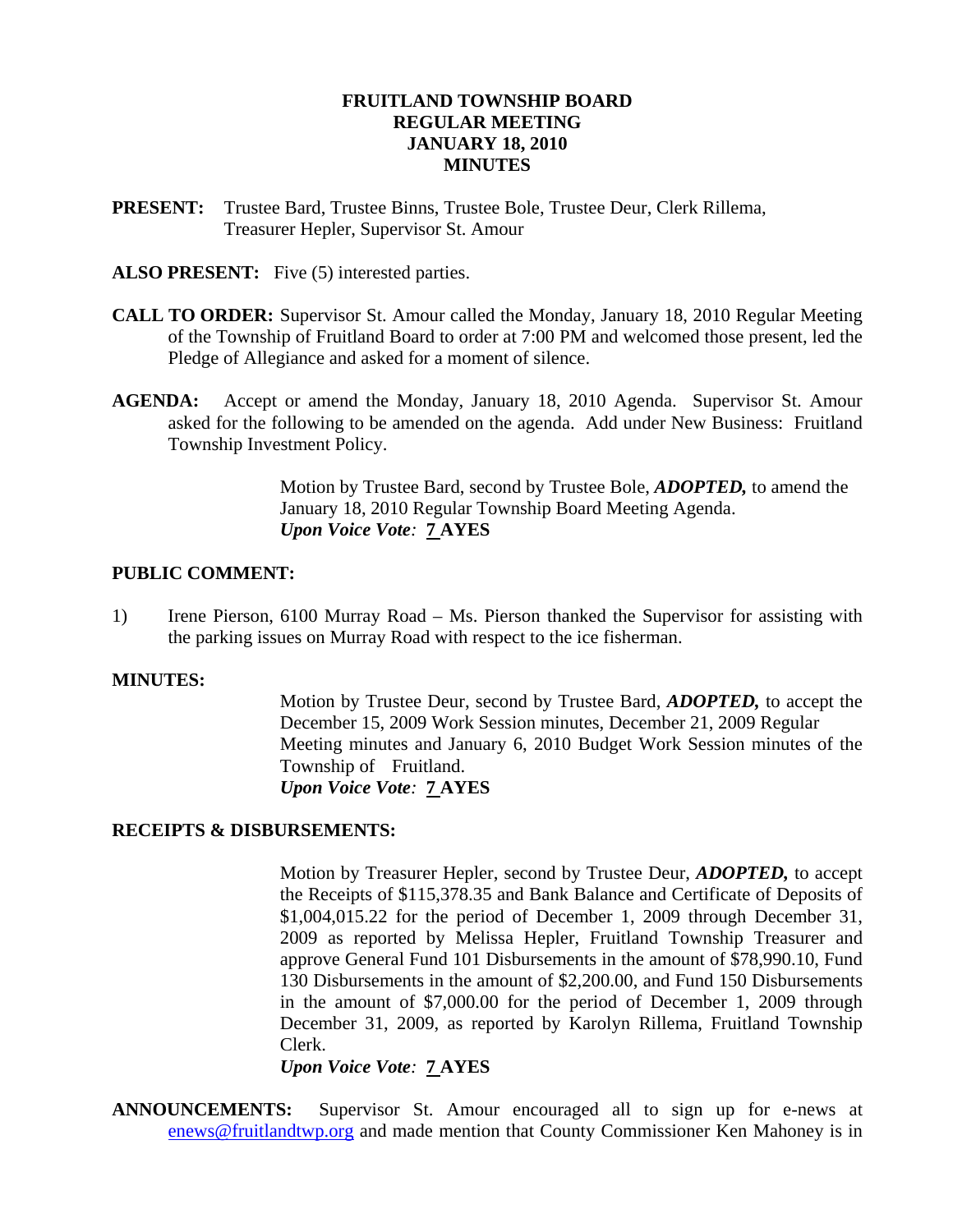# FRUITLAND TOWNSHIP BOARD
# REGULAR MEETING
# JANUARY 18, 2010
# MINUTES

**PRESENT:** Trustee Bard, Trustee Binns, Trustee Bole, Trustee Deur, Clerk Rillema, Treasurer Hepler, Supervisor St. Amour

**ALSO PRESENT:** Five (5) interested parties.

**CALL TO ORDER:** Supervisor St. Amour called the Monday, January 18, 2010 Regular Meeting of the Township of Fruitland Board to order at 7:00 PM and welcomed those present, led the Pledge of Allegiance and asked for a moment of silence.

**AGENDA:** Accept or amend the Monday, January 18, 2010 Agenda. Supervisor St. Amour asked for the following to be amended on the agenda. Add under New Business: Fruitland Township Investment Policy.

> Motion by Trustee Bard, second by Trustee Bole, ***ADOPTED,*** to amend the January 18, 2010 Regular Township Board Meeting Agenda.
> ***Upon Voice Vote:*** **7 AYES**

**PUBLIC COMMENT:**

1) Irene Pierson, 6100 Murray Road – Ms. Pierson thanked the Supervisor for assisting with the parking issues on Murray Road with respect to the ice fisherman.

**MINUTES:**

> Motion by Trustee Deur, second by Trustee Bard, ***ADOPTED,*** to accept the December 15, 2009 Work Session minutes, December 21, 2009 Regular Meeting minutes and January 6, 2010 Budget Work Session minutes of the Township of Fruitland.
> ***Upon Voice Vote:*** **7 AYES**

**RECEIPTS & DISBURSEMENTS:**

> Motion by Treasurer Hepler, second by Trustee Deur, ***ADOPTED,*** to accept the Receipts of $115,378.35 and Bank Balance and Certificate of Deposits of $1,004,015.22 for the period of December 1, 2009 through December 31, 2009 as reported by Melissa Hepler, Fruitland Township Treasurer and approve General Fund 101 Disbursements in the amount of $78,990.10, Fund 130 Disbursements in the amount of $2,200.00, and Fund 150 Disbursements in the amount of $7,000.00 for the period of December 1, 2009 through December 31, 2009, as reported by Karolyn Rillema, Fruitland Township Clerk.
> ***Upon Voice Vote:*** **7 AYES**

**ANNOUNCEMENTS:** Supervisor St. Amour encouraged all to sign up for e-news at enews@fruitlandtwp.org and made mention that County Commissioner Ken Mahoney is in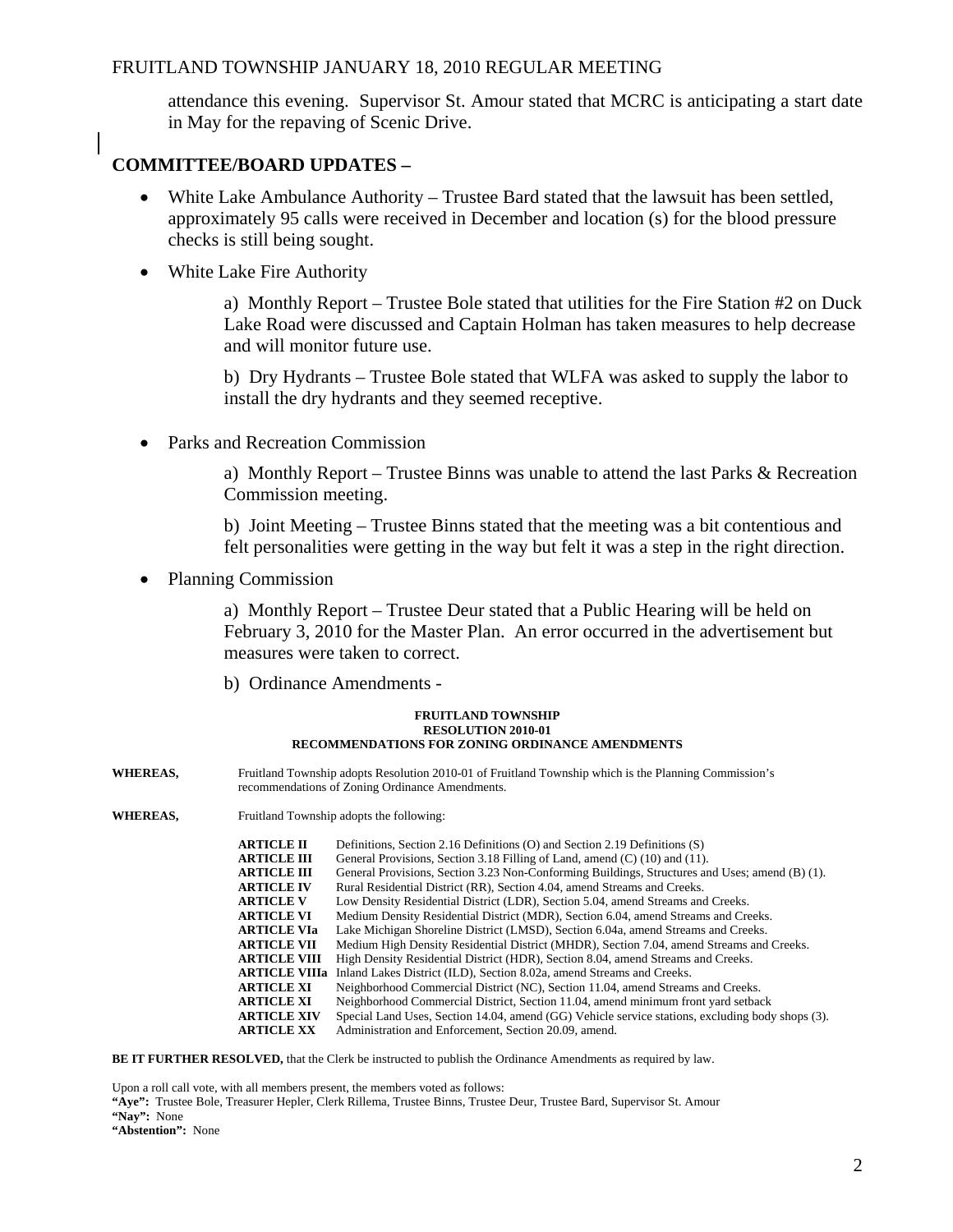attendance this evening. Supervisor St. Amour stated that MCRC is anticipating a start date in May for the repaving of Scenic Drive.

## COMMITTEE/BOARD UPDATES –

- White Lake Ambulance Authority – Trustee Bard stated that the lawsuit has been settled, approximately 95 calls were received in December and location (s) for the blood pressure checks is still being sought.
- White Lake Fire Authority

  a) Monthly Report – Trustee Bole stated that utilities for the Fire Station #2 on Duck Lake Road were discussed and Captain Holman has taken measures to help decrease and will monitor future use.

  b) Dry Hydrants – Trustee Bole stated that WLFA was asked to supply the labor to install the dry hydrants and they seemed receptive.

- Parks and Recreation Commission

  a) Monthly Report – Trustee Binns was unable to attend the last Parks & Recreation Commission meeting.

  b) Joint Meeting – Trustee Binns stated that the meeting was a bit contentious and felt personalities were getting in the way but felt it was a step in the right direction.

- Planning Commission

  a) Monthly Report – Trustee Deur stated that a Public Hearing will be held on February 3, 2010 for the Master Plan. An error occurred in the advertisement but measures were taken to correct.

  b) Ordinance Amendments -

**FRUITLAND TOWNSHIP**
**RESOLUTION 2010-01**
**RECOMMENDATIONS FOR ZONING ORDINANCE AMENDMENTS**

**WHEREAS,** Fruitland Township adopts Resolution 2010-01 of Fruitland Township which is the Planning Commission's recommendations of Zoning Ordinance Amendments.

**WHEREAS,** Fruitland Township adopts the following:

| | |
|---|---|
| **ARTICLE II** | Definitions, Section 2.16 Definitions (O) and Section 2.19 Definitions (S) |
| **ARTICLE III** | General Provisions, Section 3.18 Filling of Land, amend (C) (10) and (11). |
| **ARTICLE III** | General Provisions, Section 3.23 Non-Conforming Buildings, Structures and Uses; amend (B) (1). |
| **ARTICLE IV** | Rural Residential District (RR), Section 4.04, amend Streams and Creeks. |
| **ARTICLE V** | Low Density Residential District (LDR), Section 5.04, amend Streams and Creeks. |
| **ARTICLE VI** | Medium Density Residential District (MDR), Section 6.04, amend Streams and Creeks. |
| **ARTICLE VIa** | Lake Michigan Shoreline District (LMSD), Section 6.04a, amend Streams and Creeks. |
| **ARTICLE VII** | Medium High Density Residential District (MHDR), Section 7.04, amend Streams and Creeks. |
| **ARTICLE VIII** | High Density Residential District (HDR), Section 8.04, amend Streams and Creeks. |
| **ARTICLE VIIIa** | Inland Lakes District (ILD), Section 8.02a, amend Streams and Creeks. |
| **ARTICLE XI** | Neighborhood Commercial District (NC), Section 11.04, amend Streams and Creeks. |
| **ARTICLE XI** | Neighborhood Commercial District, Section 11.04, amend minimum front yard setback |
| **ARTICLE XIV** | Special Land Uses, Section 14.04, amend (GG) Vehicle service stations, excluding body shops (3). |
| **ARTICLE XX** | Administration and Enforcement, Section 20.09, amend. |

**BE IT FURTHER RESOLVED,** that the Clerk be instructed to publish the Ordinance Amendments as required by law.

Upon a roll call vote, with all members present, the members voted as follows:
**"Aye":** Trustee Bole, Treasurer Hepler, Clerk Rillema, Trustee Binns, Trustee Deur, Trustee Bard, Supervisor St. Amour
**"Nay":** None
**"Abstention":** None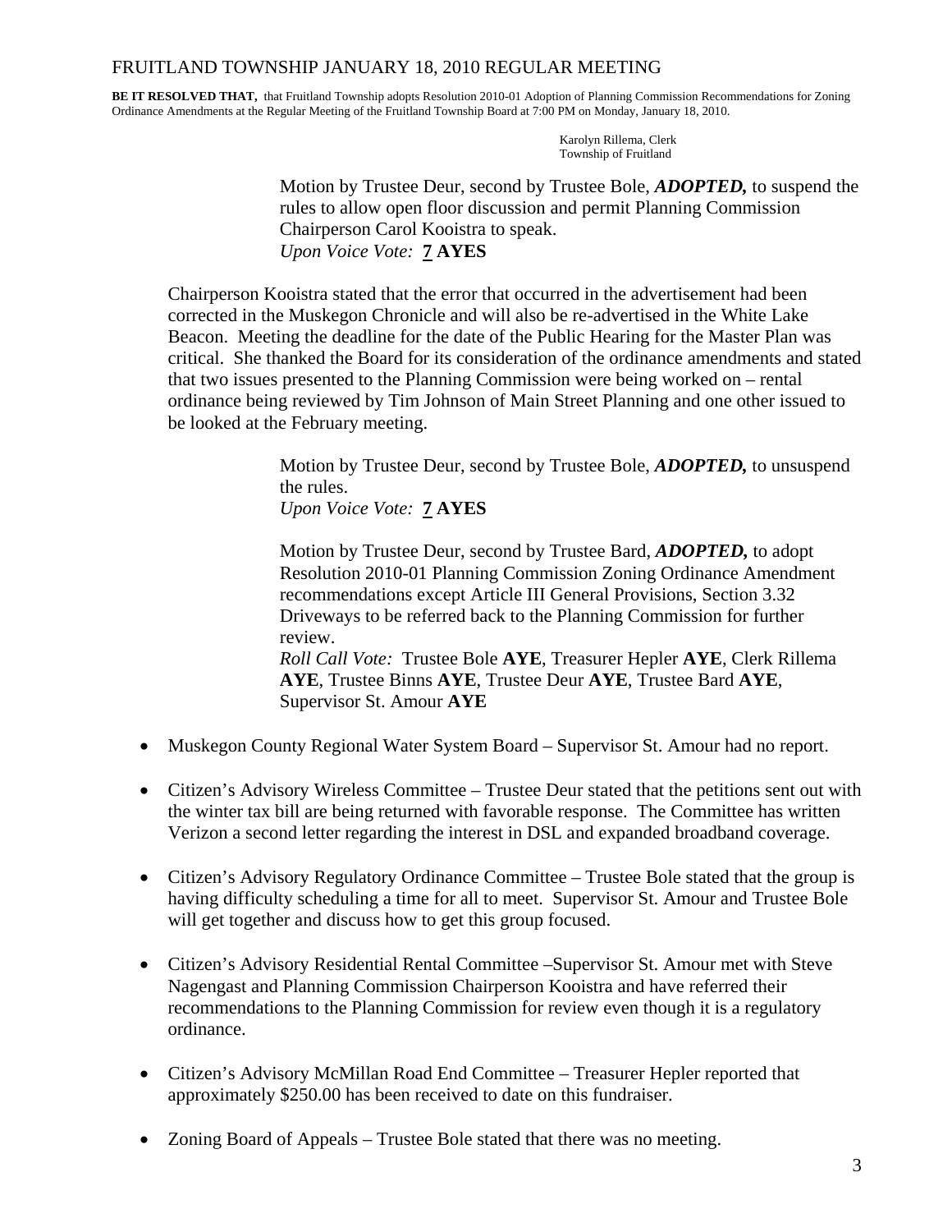**BE IT RESOLVED THAT,** that Fruitland Township adopts Resolution 2010-01 Adoption of Planning Commission Recommendations for Zoning Ordinance Amendments at the Regular Meeting of the Fruitland Township Board at 7:00 PM on Monday, January 18, 2010.

Karolyn Rillema, Clerk
Township of Fruitland

Motion by Trustee Deur, second by Trustee Bole, ***ADOPTED,*** to suspend the rules to allow open floor discussion and permit Planning Commission Chairperson Carol Kooistra to speak.
*Upon Voice Vote:* **7 AYES**

Chairperson Kooistra stated that the error that occurred in the advertisement had been corrected in the Muskegon Chronicle and will also be re-advertised in the White Lake Beacon. Meeting the deadline for the date of the Public Hearing for the Master Plan was critical. She thanked the Board for its consideration of the ordinance amendments and stated that two issues presented to the Planning Commission were being worked on – rental ordinance being reviewed by Tim Johnson of Main Street Planning and one other issued to be looked at the February meeting.

Motion by Trustee Deur, second by Trustee Bole, ***ADOPTED,*** to unsuspend the rules.
*Upon Voice Vote:* **7 AYES**

Motion by Trustee Deur, second by Trustee Bard, ***ADOPTED,*** to adopt Resolution 2010-01 Planning Commission Zoning Ordinance Amendment recommendations except Article III General Provisions, Section 3.32 Driveways to be referred back to the Planning Commission for further review.
*Roll Call Vote:* Trustee Bole **AYE**, Treasurer Hepler **AYE**, Clerk Rillema **AYE**, Trustee Binns **AYE**, Trustee Deur **AYE**, Trustee Bard **AYE**, Supervisor St. Amour **AYE**

- Muskegon County Regional Water System Board – Supervisor St. Amour had no report.
- Citizen's Advisory Wireless Committee – Trustee Deur stated that the petitions sent out with the winter tax bill are being returned with favorable response. The Committee has written Verizon a second letter regarding the interest in DSL and expanded broadband coverage.
- Citizen's Advisory Regulatory Ordinance Committee – Trustee Bole stated that the group is having difficulty scheduling a time for all to meet. Supervisor St. Amour and Trustee Bole will get together and discuss how to get this group focused.
- Citizen's Advisory Residential Rental Committee –Supervisor St. Amour met with Steve Nagengast and Planning Commission Chairperson Kooistra and have referred their recommendations to the Planning Commission for review even though it is a regulatory ordinance.
- Citizen's Advisory McMillan Road End Committee – Treasurer Hepler reported that approximately $250.00 has been received to date on this fundraiser.
- Zoning Board of Appeals – Trustee Bole stated that there was no meeting.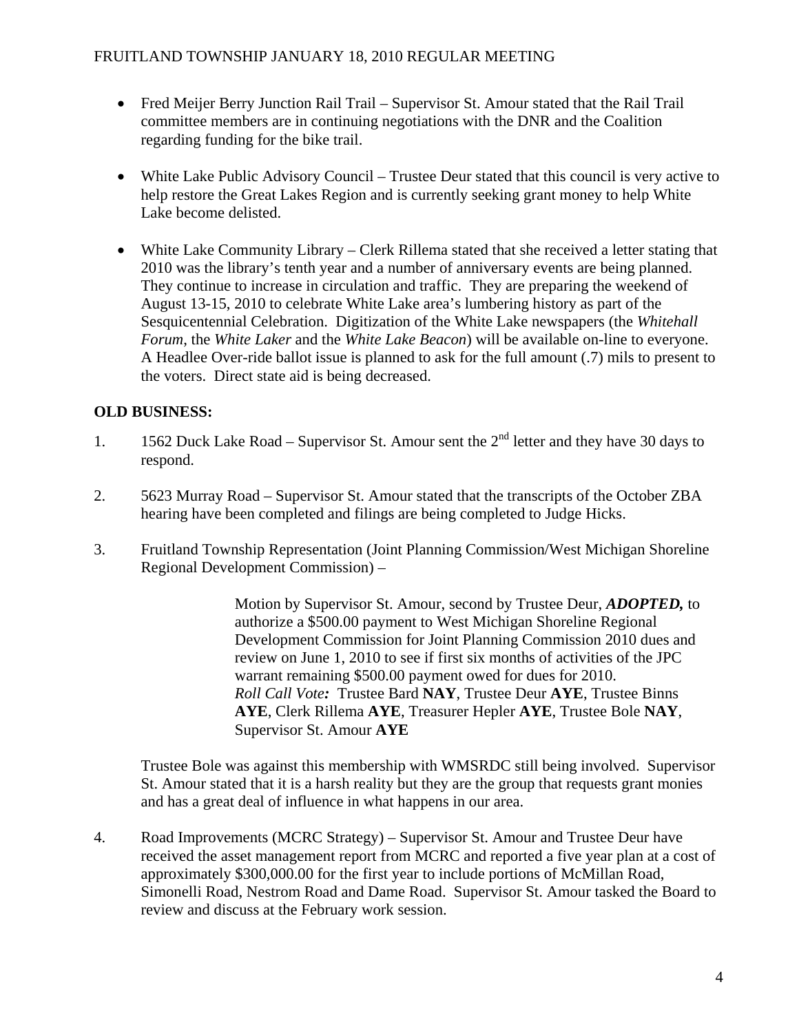- Fred Meijer Berry Junction Rail Trail – Supervisor St. Amour stated that the Rail Trail committee members are in continuing negotiations with the DNR and the Coalition regarding funding for the bike trail.

- White Lake Public Advisory Council – Trustee Deur stated that this council is very active to help restore the Great Lakes Region and is currently seeking grant money to help White Lake become delisted.

- White Lake Community Library – Clerk Rillema stated that she received a letter stating that 2010 was the library's tenth year and a number of anniversary events are being planned. They continue to increase in circulation and traffic. They are preparing the weekend of August 13-15, 2010 to celebrate White Lake area's lumbering history as part of the Sesquicentennial Celebration. Digitization of the White Lake newspapers (the *Whitehall Forum*, the *White Laker* and the *White Lake Beacon*) will be available on-line to everyone. A Headlee Over-ride ballot issue is planned to ask for the full amount (.7) mils to present to the voters. Direct state aid is being decreased.

**OLD BUSINESS:**

1. 1562 Duck Lake Road – Supervisor St. Amour sent the 2nd letter and they have 30 days to respond.

2. 5623 Murray Road – Supervisor St. Amour stated that the transcripts of the October ZBA hearing have been completed and filings are being completed to Judge Hicks.

3. Fruitland Township Representation (Joint Planning Commission/West Michigan Shoreline Regional Development Commission) –

   > Motion by Supervisor St. Amour, second by Trustee Deur, ***ADOPTED,*** to authorize a $500.00 payment to West Michigan Shoreline Regional Development Commission for Joint Planning Commission 2010 dues and review on June 1, 2010 to see if first six months of activities of the JPC warrant remaining $500.00 payment owed for dues for 2010.
   > ***Roll Call Vote:*** Trustee Bard **NAY**, Trustee Deur **AYE**, Trustee Binns **AYE**, Clerk Rillema **AYE**, Treasurer Hepler **AYE**, Trustee Bole **NAY**, Supervisor St. Amour **AYE**

   Trustee Bole was against this membership with WMSRDC still being involved. Supervisor St. Amour stated that it is a harsh reality but they are the group that requests grant monies and has a great deal of influence in what happens in our area.

4. Road Improvements (MCRC Strategy) – Supervisor St. Amour and Trustee Deur have received the asset management report from MCRC and reported a five year plan at a cost of approximately $300,000.00 for the first year to include portions of McMillan Road, Simonelli Road, Nestrom Road and Dame Road. Supervisor St. Amour tasked the Board to review and discuss at the February work session.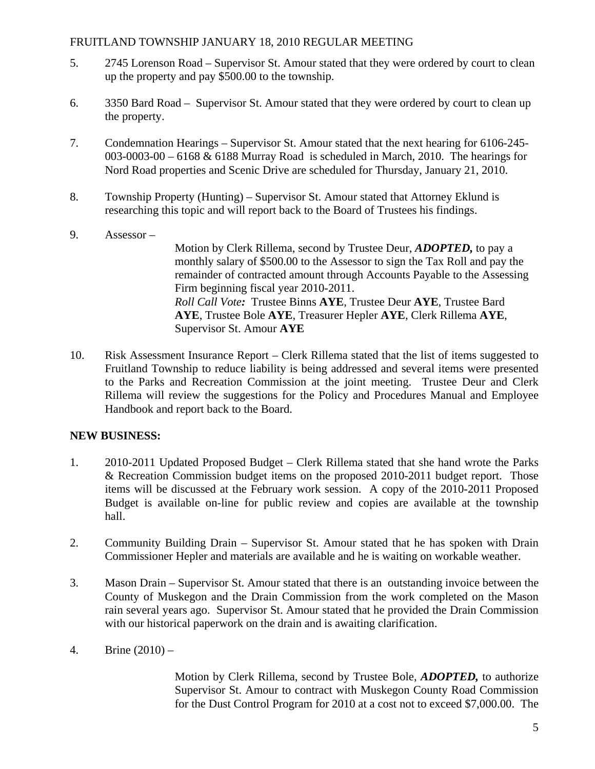5. 2745 Lorenson Road – Supervisor St. Amour stated that they were ordered by court to clean up the property and pay $500.00 to the township.

6. 3350 Bard Road – Supervisor St. Amour stated that they were ordered by court to clean up the property.

7. Condemnation Hearings – Supervisor St. Amour stated that the next hearing for 6106-245-003-0003-00 – 6168 & 6188 Murray Road is scheduled in March, 2010. The hearings for Nord Road properties and Scenic Drive are scheduled for Thursday, January 21, 2010.

8. Township Property (Hunting) – Supervisor St. Amour stated that Attorney Eklund is researching this topic and will report back to the Board of Trustees his findings.

9. Assessor –

   Motion by Clerk Rillema, second by Trustee Deur, ***ADOPTED,*** to pay a monthly salary of $500.00 to the Assessor to sign the Tax Roll and pay the remainder of contracted amount through Accounts Payable to the Assessing Firm beginning fiscal year 2010-2011.
   *Roll Call Vote:* Trustee Binns **AYE**, Trustee Deur **AYE**, Trustee Bard **AYE**, Trustee Bole **AYE**, Treasurer Hepler **AYE**, Clerk Rillema **AYE**, Supervisor St. Amour **AYE**

10. Risk Assessment Insurance Report – Clerk Rillema stated that the list of items suggested to Fruitland Township to reduce liability is being addressed and several items were presented to the Parks and Recreation Commission at the joint meeting. Trustee Deur and Clerk Rillema will review the suggestions for the Policy and Procedures Manual and Employee Handbook and report back to the Board.

**NEW BUSINESS:**

1. 2010-2011 Updated Proposed Budget – Clerk Rillema stated that she hand wrote the Parks & Recreation Commission budget items on the proposed 2010-2011 budget report. Those items will be discussed at the February work session. A copy of the 2010-2011 Proposed Budget is available on-line for public review and copies are available at the township hall.

2. Community Building Drain – Supervisor St. Amour stated that he has spoken with Drain Commissioner Hepler and materials are available and he is waiting on workable weather.

3. Mason Drain – Supervisor St. Amour stated that there is an outstanding invoice between the County of Muskegon and the Drain Commission from the work completed on the Mason rain several years ago. Supervisor St. Amour stated that he provided the Drain Commission with our historical paperwork on the drain and is awaiting clarification.

4. Brine (2010) –

   Motion by Clerk Rillema, second by Trustee Bole, ***ADOPTED,*** to authorize Supervisor St. Amour to contract with Muskegon County Road Commission for the Dust Control Program for 2010 at a cost not to exceed $7,000.00. The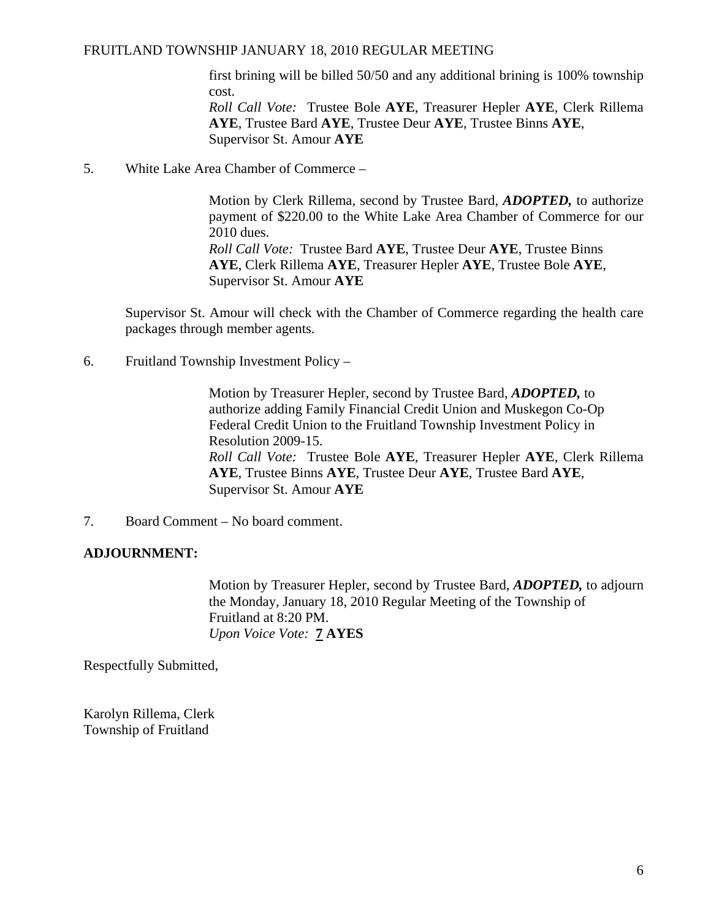first brining will be billed 50/50 and any additional brining is 100% township cost.
*Roll Call Vote:* Trustee Bole **AYE**, Treasurer Hepler **AYE**, Clerk Rillema **AYE**, Trustee Bard **AYE**, Trustee Deur **AYE**, Trustee Binns **AYE**, Supervisor St. Amour **AYE**

5. White Lake Area Chamber of Commerce –

Motion by Clerk Rillema, second by Trustee Bard, ***ADOPTED,*** to authorize payment of $220.00 to the White Lake Area Chamber of Commerce for our 2010 dues.
*Roll Call Vote:* Trustee Bard **AYE**, Trustee Deur **AYE**, Trustee Binns **AYE**, Clerk Rillema **AYE**, Treasurer Hepler **AYE**, Trustee Bole **AYE**, Supervisor St. Amour **AYE**

Supervisor St. Amour will check with the Chamber of Commerce regarding the health care packages through member agents.

6. Fruitland Township Investment Policy –

Motion by Treasurer Hepler, second by Trustee Bard, ***ADOPTED,*** to authorize adding Family Financial Credit Union and Muskegon Co-Op Federal Credit Union to the Fruitland Township Investment Policy in Resolution 2009-15.
*Roll Call Vote:* Trustee Bole **AYE**, Treasurer Hepler **AYE**, Clerk Rillema **AYE**, Trustee Binns **AYE**, Trustee Deur **AYE**, Trustee Bard **AYE**, Supervisor St. Amour **AYE**

7. Board Comment – No board comment.

**ADJOURNMENT:**

Motion by Treasurer Hepler, second by Trustee Bard, ***ADOPTED,*** to adjourn the Monday, January 18, 2010 Regular Meeting of the Township of Fruitland at 8:20 PM.
*Upon Voice Vote:* **7 AYES**

Respectfully Submitted,

Karolyn Rillema, Clerk
Township of Fruitland